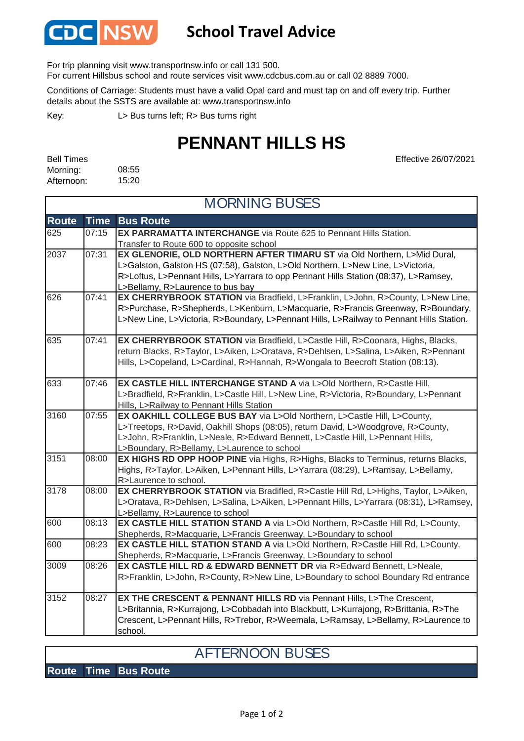CDC NSW

# School Travel Advice

For trip planning visit www.transportnsw.info or call 131 500.
For current Hillsbus school and route services visit www.cdcbus.com.au or call 02 8889 7000.

Conditions of Carriage: Students must have a valid Opal card and must tap on and off every trip. Further details about the SSTS are available at: www.transportnsw.info

Key: L> Bus turns left; R> Bus turns right

# PENNANT HILLS HS

Effective 26/07/2021

Bell Times
Morning: 08:55
Afternoon: 15:20

## MORNING BUSES

| Route | Time | Bus Route |
|---|---|---|
| 625 | 07:15 | **EX PARRAMATTA INTERCHANGE** via Route 625 to Pennant Hills Station. Transfer to Route 600 to opposite school |
| 2037 | 07:31 | **EX GLENORIE, OLD NORTHERN AFTER TIMARU ST** via Old Northern, L>Mid Dural, L>Galston, Galston HS (07:58), Galston, L>Old Northern, L>New Line, L>Victoria, R>Loftus, L>Pennant Hills, L>Yarrara to opp Pennant Hills Station (08:37), L>Ramsey, L>Bellamy, R>Laurence to bus bay |
| 626 | 07:41 | **EX CHERRYBROOK STATION** via Bradfield, L>Franklin, L>John, R>County, L>New Line, R>Purchase, R>Shepherds, L>Kenburn, L>Macquarie, R>Francis Greenway, R>Boundary, L>New Line, L>Victoria, R>Boundary, L>Pennant Hills, L>Railway to Pennant Hills Station. |
| 635 | 07:41 | **EX CHERRYBROOK STATION** via Bradfield, L>Castle Hill, R>Coonara, Highs, Blacks, return Blacks, R>Taylor, L>Aiken, L>Oratava, R>Dehlsen, L>Salina, L>Aiken, R>Pennant Hills, L>Copeland, L>Cardinal, R>Hannah, R>Wongala to Beecroft Station (08:13). |
| 633 | 07:46 | **EX CASTLE HILL INTERCHANGE STAND A** via L>Old Northern, R>Castle Hill, L>Bradfield, R>Franklin, L>Castle Hill, L>New Line, R>Victoria, R>Boundary, L>Pennant Hills, L>Railway to Pennant Hills Station |
| 3160 | 07:55 | **EX OAKHILL COLLEGE BUS BAY** via L>Old Northern, L>Castle Hill, L>County, L>Treetops, R>David, Oakhill Shops (08:05), return David, L>Woodgrove, R>County, L>John, R>Franklin, L>Neale, R>Edward Bennett, L>Castle Hill, L>Pennant Hills, L>Boundary, R>Bellamy, L>Laurence to school |
| 3151 | 08:00 | **EX HIGHS RD OPP HOOP PINE** via Highs, R>Highs, Blacks to Terminus, returns Blacks, Highs, R>Taylor, L>Aiken, L>Pennant Hills, L>Yarrara (08:29), L>Ramsay, L>Bellamy, R>Laurence to school. |
| 3178 | 08:00 | **EX CHERRYBROOK STATION** via Bradifled, R>Castle Hill Rd, L>Highs, Taylor, L>Aiken, L>Oratava, R>Dehlsen, L>Salina, L>Aiken, L>Pennant Hills, L>Yarrara (08:31), L>Ramsey, L>Bellamy, R>Laurence to school |
| 600 | 08:13 | **EX CASTLE HILL STATION STAND A** via L>Old Northern, R>Castle Hill Rd, L>County, Shepherds, R>Macquarie, L>Francis Greenway, L>Boundary to school |
| 600 | 08:23 | **EX CASTLE HILL STATION STAND A** via L>Old Northern, R>Castle Hill Rd, L>County, Shepherds, R>Macquarie, L>Francis Greenway, L>Boundary to school |
| 3009 | 08:26 | **EX CASTLE HILL RD & EDWARD BENNETT DR** via R>Edward Bennett, L>Neale, R>Franklin, L>John, R>County, R>New Line, L>Boundary to school Boundary Rd entrance |
| 3152 | 08:27 | **EX THE CRESCENT & PENNANT HILLS RD** via Pennant Hills, L>The Crescent, L>Britannia, R>Kurrajong, L>Cobbadah into Blackbutt, L>Kurrajong, R>Brittania, R>The Crescent, L>Pennant Hills, R>Trebor, R>Weemala, L>Ramsay, L>Bellamy, R>Laurence to school. |

## AFTERNOON BUSES

| Route | Time | Bus Route |
|---|---|---|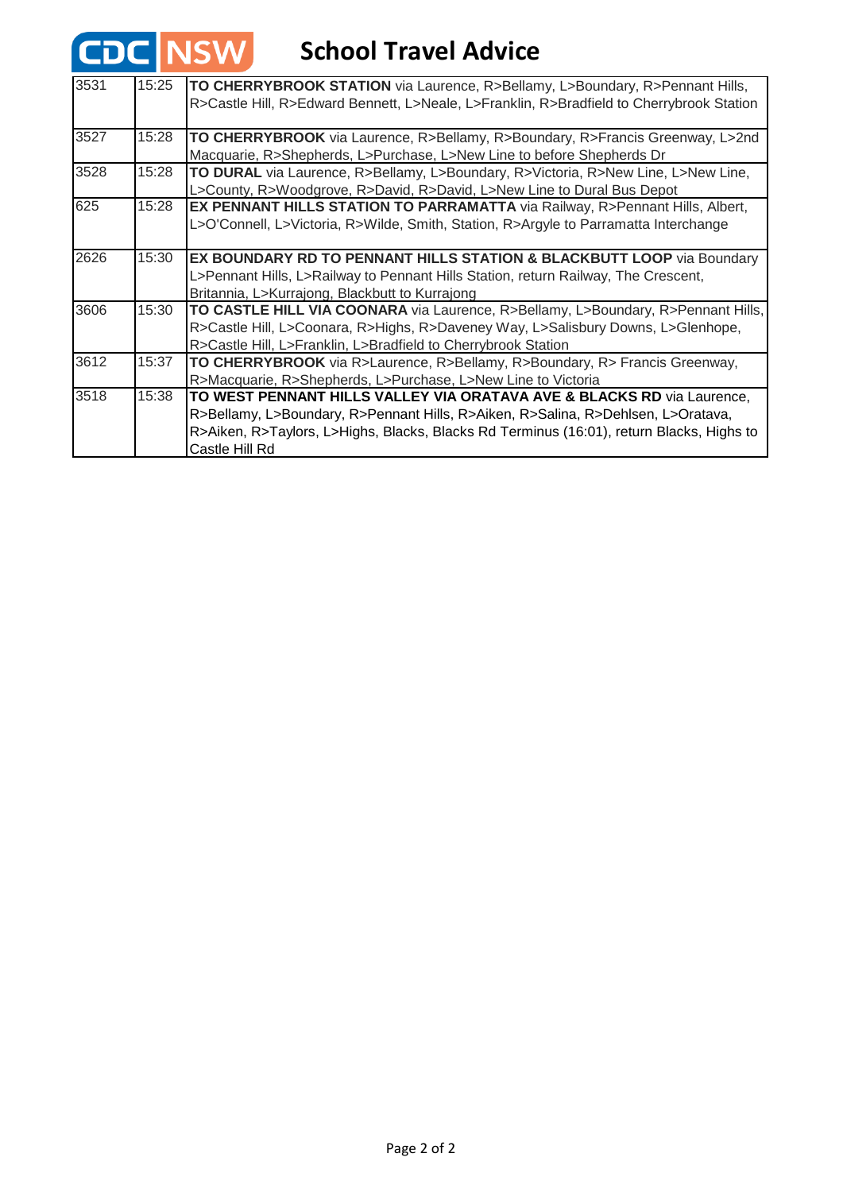# School Travel Advice

| | | |
|---|---|---|
| 3531 | 15:25 | **TO CHERRYBROOK STATION** via Laurence, R>Bellamy, L>Boundary, R>Pennant Hills, R>Castle Hill, R>Edward Bennett, L>Neale, L>Franklin, R>Bradfield to Cherrybrook Station |
| 3527 | 15:28 | **TO CHERRYBROOK** via Laurence, R>Bellamy, R>Boundary, R>Francis Greenway, L>2nd Macquarie, R>Shepherds, L>Purchase, L>New Line to before Shepherds Dr |
| 3528 | 15:28 | **TO DURAL** via Laurence, R>Bellamy, L>Boundary, R>Victoria, R>New Line, L>New Line, L>County, R>Woodgrove, R>David, R>David, L>New Line to Dural Bus Depot |
| 625 | 15:28 | **EX PENNANT HILLS STATION TO PARRAMATTA** via Railway, R>Pennant Hills, Albert, L>O'Connell, L>Victoria, R>Wilde, Smith, Station, R>Argyle to Parramatta Interchange |
| 2626 | 15:30 | **EX BOUNDARY RD TO PENNANT HILLS STATION & BLACKBUTT LOOP** via Boundary L>Pennant Hills, L>Railway to Pennant Hills Station, return Railway, The Crescent, Britannia, L>Kurrajong, Blackbutt to Kurrajong |
| 3606 | 15:30 | **TO CASTLE HILL VIA COONARA** via Laurence, R>Bellamy, L>Boundary, R>Pennant Hills, R>Castle Hill, L>Coonara, R>Highs, R>Daveney Way, L>Salisbury Downs, L>Glenhope, R>Castle Hill, L>Franklin, L>Bradfield to Cherrybrook Station |
| 3612 | 15:37 | **TO CHERRYBROOK** via R>Laurence, R>Bellamy, R>Boundary, R> Francis Greenway, R>Macquarie, R>Shepherds, L>Purchase, L>New Line to Victoria |
| 3518 | 15:38 | **TO WEST PENNANT HILLS VALLEY VIA ORATAVA AVE & BLACKS RD** via Laurence, R>Bellamy, L>Boundary, R>Pennant Hills, R>Aiken, R>Salina, R>Dehlsen, L>Oratava, R>Aiken, R>Taylors, L>Highs, Blacks, Blacks Rd Terminus (16:01), return Blacks, Highs to Castle Hill Rd |